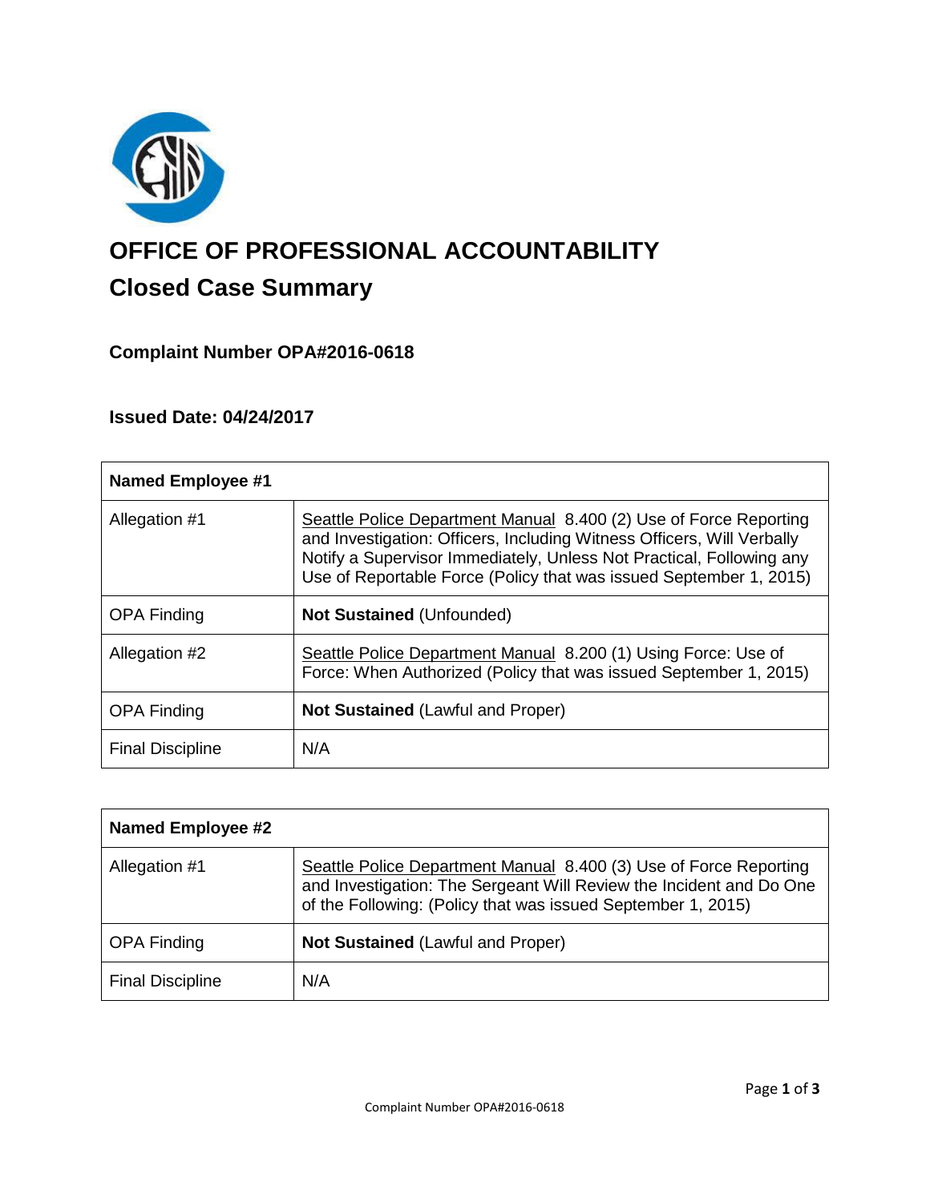# OFFICE OF PROFESSIONAL ACCOUNTABILITY

## Closed Case Summary

### Complaint Number OPA#2016-0618

### Issued Date: 04/24/2017

| **Named Employee #1** | |
|---|---|
| Allegation #1 | Seattle Police Department Manual 8.400 (2) Use of Force Reporting and Investigation: Officers, Including Witness Officers, Will Verbally Notify a Supervisor Immediately, Unless Not Practical, Following any Use of Reportable Force (Policy that was issued September 1, 2015) |
| OPA Finding | **Not Sustained** (Unfounded) |
| Allegation #2 | Seattle Police Department Manual 8.200 (1) Using Force: Use of Force: When Authorized (Policy that was issued September 1, 2015) |
| OPA Finding | **Not Sustained** (Lawful and Proper) |
| Final Discipline | N/A |

| **Named Employee #2** | |
|---|---|
| Allegation #1 | Seattle Police Department Manual 8.400 (3) Use of Force Reporting and Investigation: The Sergeant Will Review the Incident and Do One of the Following: (Policy that was issued September 1, 2015) |
| OPA Finding | **Not Sustained** (Lawful and Proper) |
| Final Discipline | N/A |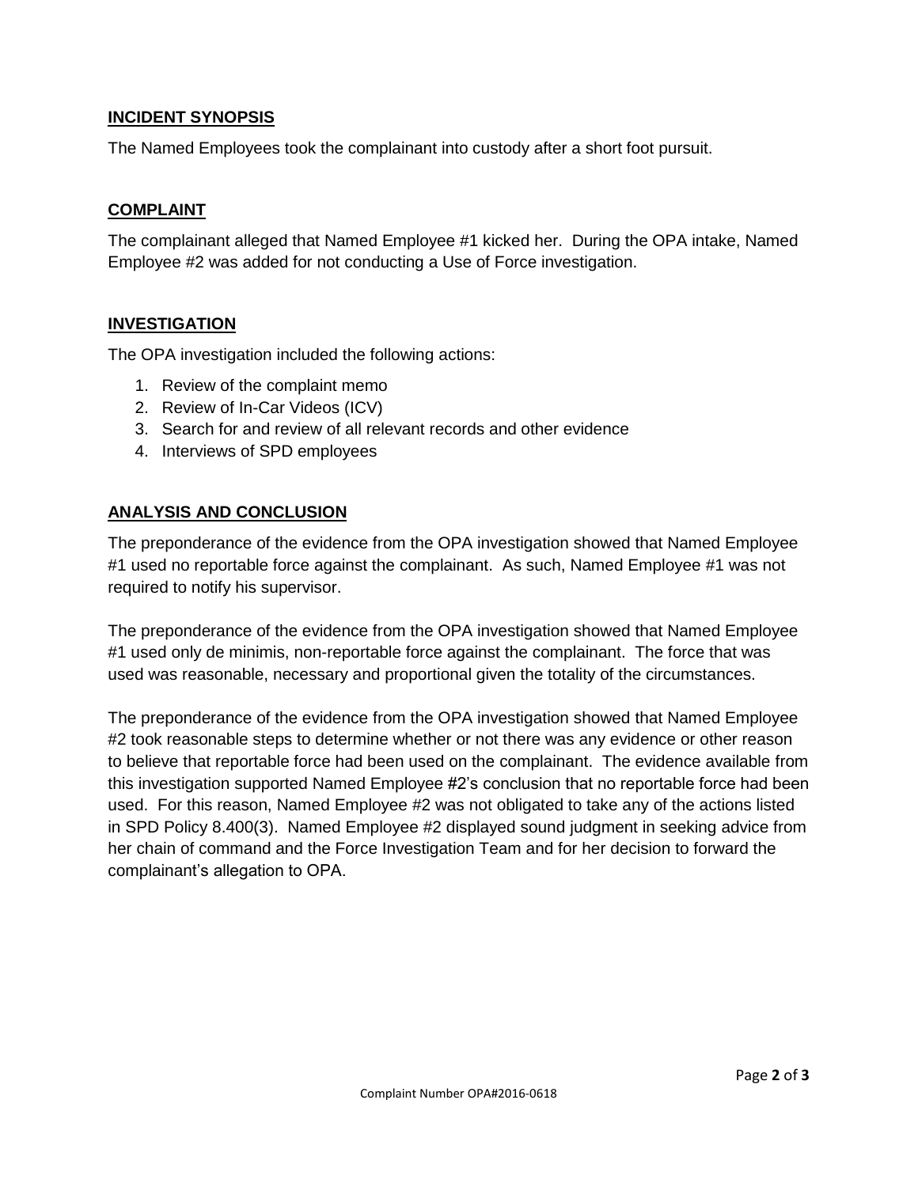## INCIDENT SYNOPSIS

The Named Employees took the complainant into custody after a short foot pursuit.

## COMPLAINT

The complainant alleged that Named Employee #1 kicked her. During the OPA intake, Named Employee #2 was added for not conducting a Use of Force investigation.

## INVESTIGATION

The OPA investigation included the following actions:

1. Review of the complaint memo
2. Review of In-Car Videos (ICV)
3. Search for and review of all relevant records and other evidence
4. Interviews of SPD employees

## ANALYSIS AND CONCLUSION

The preponderance of the evidence from the OPA investigation showed that Named Employee #1 used no reportable force against the complainant. As such, Named Employee #1 was not required to notify his supervisor.

The preponderance of the evidence from the OPA investigation showed that Named Employee #1 used only de minimis, non-reportable force against the complainant. The force that was used was reasonable, necessary and proportional given the totality of the circumstances.

The preponderance of the evidence from the OPA investigation showed that Named Employee #2 took reasonable steps to determine whether or not there was any evidence or other reason to believe that reportable force had been used on the complainant. The evidence available from this investigation supported Named Employee #2's conclusion that no reportable force had been used. For this reason, Named Employee #2 was not obligated to take any of the actions listed in SPD Policy 8.400(3). Named Employee #2 displayed sound judgment in seeking advice from her chain of command and the Force Investigation Team and for her decision to forward the complainant's allegation to OPA.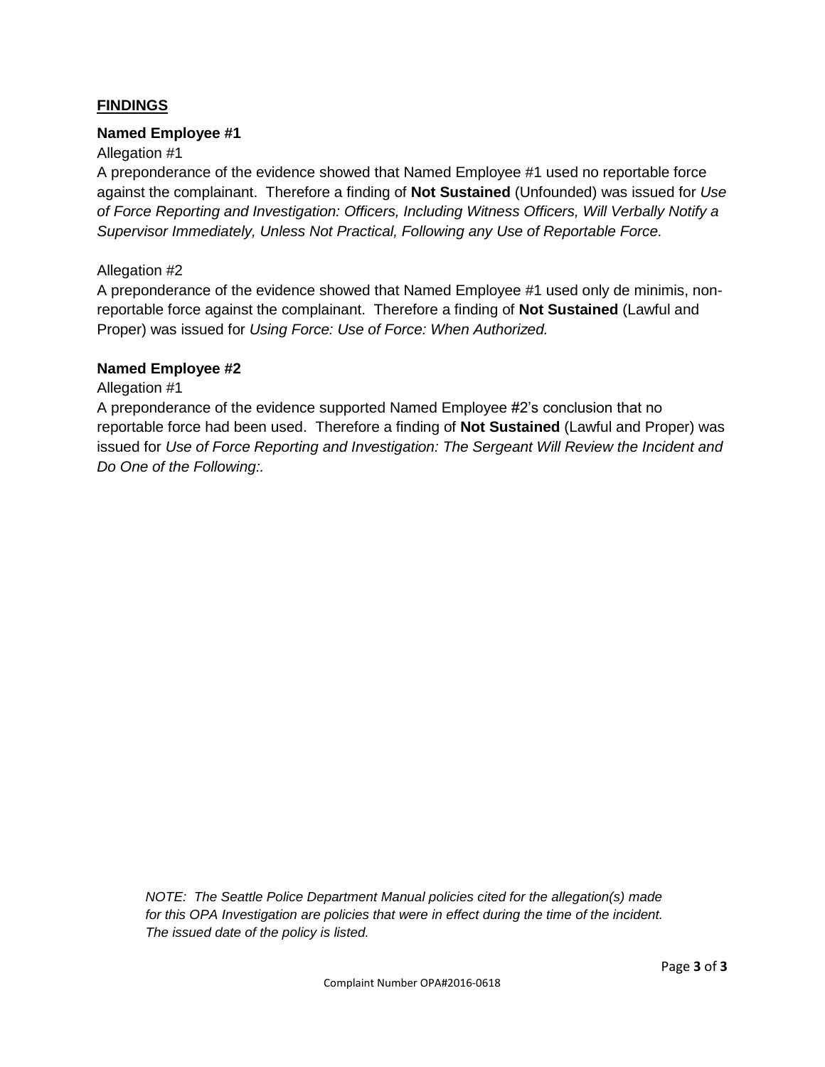## **FINDINGS**

### Named Employee #1

Allegation #1

A preponderance of the evidence showed that Named Employee #1 used no reportable force against the complainant. Therefore a finding of **Not Sustained** (Unfounded) was issued for *Use of Force Reporting and Investigation: Officers, Including Witness Officers, Will Verbally Notify a Supervisor Immediately, Unless Not Practical, Following any Use of Reportable Force.*

Allegation #2

A preponderance of the evidence showed that Named Employee #1 used only de minimis, non-reportable force against the complainant. Therefore a finding of **Not Sustained** (Lawful and Proper) was issued for *Using Force: Use of Force: When Authorized.*

### Named Employee #2

Allegation #1

A preponderance of the evidence supported Named Employee #2's conclusion that no reportable force had been used. Therefore a finding of **Not Sustained** (Lawful and Proper) was issued for *Use of Force Reporting and Investigation: The Sergeant Will Review the Incident and Do One of the Following:.*

*NOTE: The Seattle Police Department Manual policies cited for the allegation(s) made for this OPA Investigation are policies that were in effect during the time of the incident. The issued date of the policy is listed.*

Complaint Number OPA#2016-0618